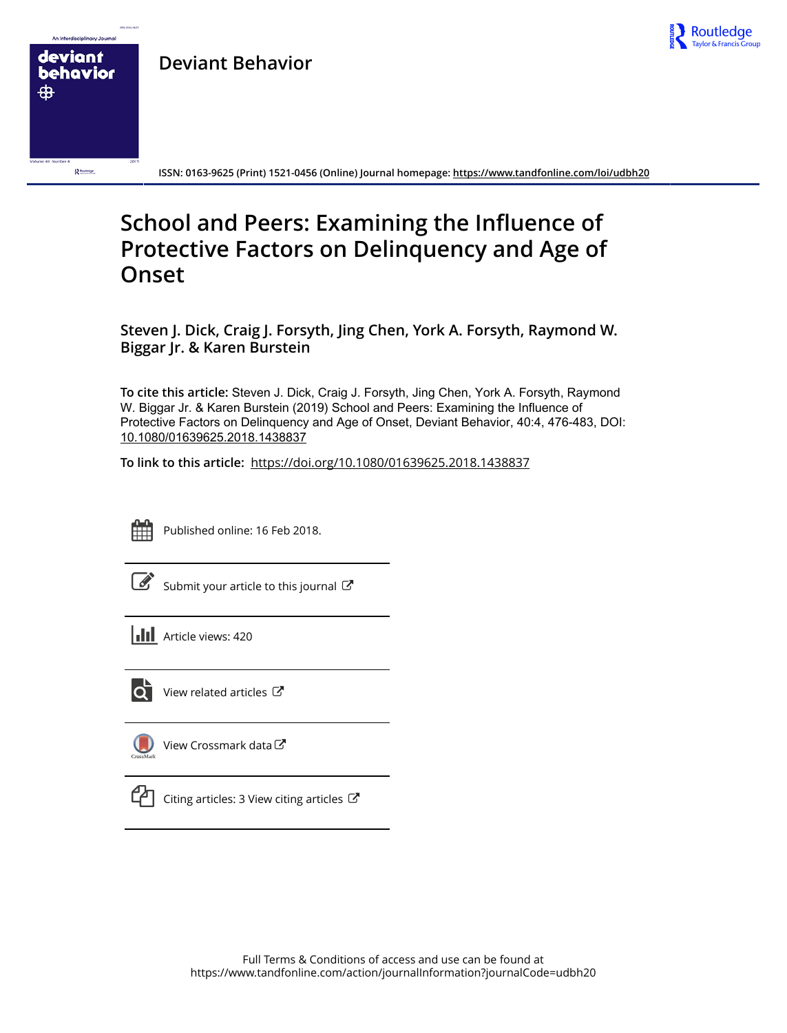# Deviant Behavior

ISSN: 0163-9625 (Print) 1521-0456 (Online) Journal homepage: https://www.tandfonline.com/loi/udbh20

## School and Peers: Examining the Influence of Protective Factors on Delinquency and Age of Onset

**Steven J. Dick, Craig J. Forsyth, Jing Chen, York A. Forsyth, Raymond W. Biggar Jr. & Karen Burstein**

**To cite this article:** Steven J. Dick, Craig J. Forsyth, Jing Chen, York A. Forsyth, Raymond W. Biggar Jr. & Karen Burstein (2019) School and Peers: Examining the Influence of Protective Factors on Delinquency and Age of Onset, Deviant Behavior, 40:4, 476-483, DOI: 10.1080/01639625.2018.1438837

**To link to this article:** https://doi.org/10.1080/01639625.2018.1438837

Published online: 16 Feb 2018.

Submit your article to this journal

Article views: 420

View related articles

View Crossmark data

Citing articles: 3 View citing articles

Full Terms & Conditions of access and use can be found at
https://www.tandfonline.com/action/journalInformation?journalCode=udbh20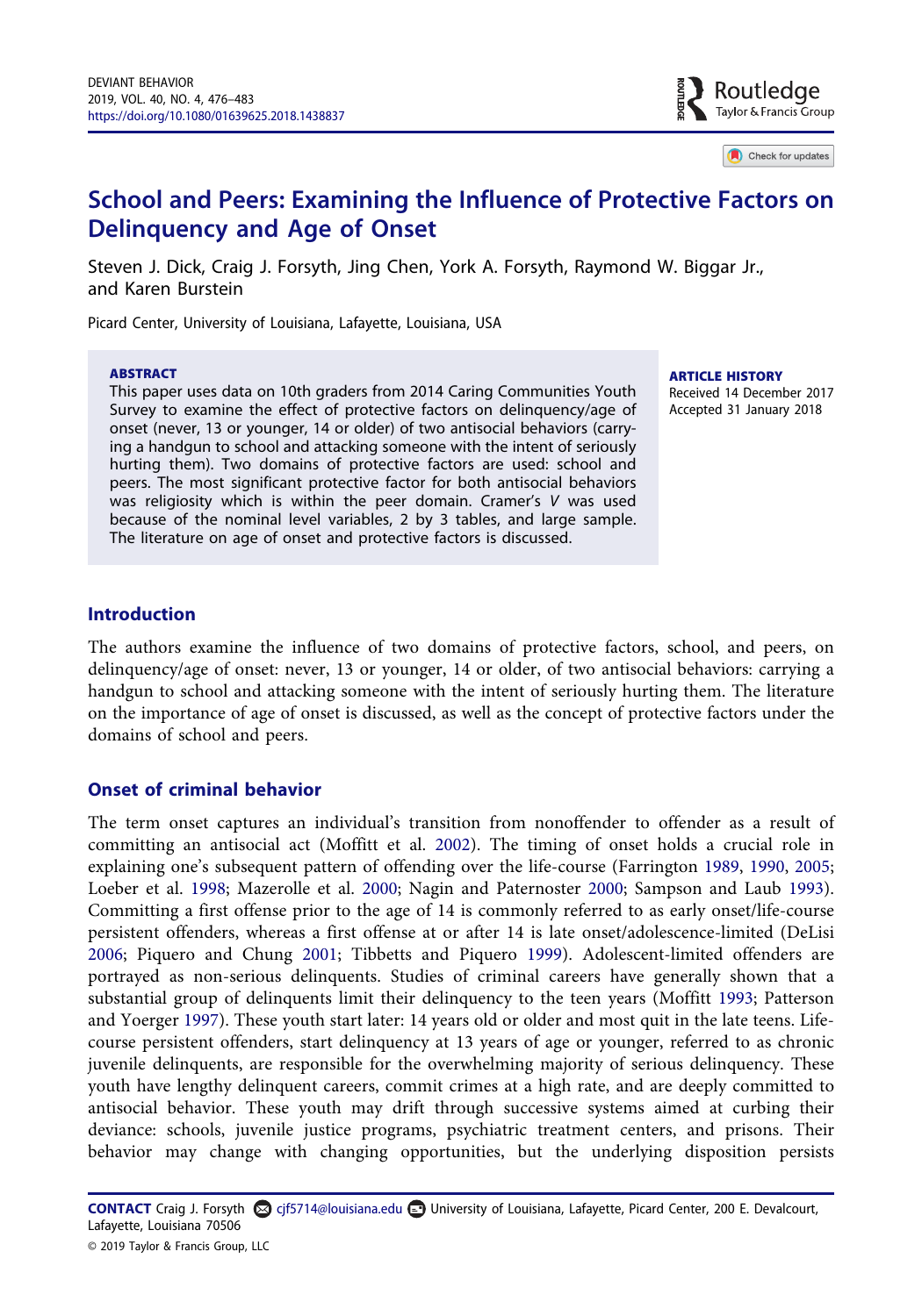# School and Peers: Examining the Influence of Protective Factors on Delinquency and Age of Onset

Steven J. Dick, Craig J. Forsyth, Jing Chen, York A. Forsyth, Raymond W. Biggar Jr., and Karen Burstein

Picard Center, University of Louisiana, Lafayette, Louisiana, USA

**ABSTRACT**

This paper uses data on 10th graders from 2014 Caring Communities Youth Survey to examine the effect of protective factors on delinquency/age of onset (never, 13 or younger, 14 or older) of two antisocial behaviors (carrying a handgun to school and attacking someone with the intent of seriously hurting them). Two domains of protective factors are used: school and peers. The most significant protective factor for both antisocial behaviors was religiosity which is within the peer domain. Cramer's *V* was used because of the nominal level variables, 2 by 3 tables, and large sample. The literature on age of onset and protective factors is discussed.

**ARTICLE HISTORY**

Received 14 December 2017
Accepted 31 January 2018

## Introduction

The authors examine the influence of two domains of protective factors, school, and peers, on delinquency/age of onset: never, 13 or younger, 14 or older, of two antisocial behaviors: carrying a handgun to school and attacking someone with the intent of seriously hurting them. The literature on the importance of age of onset is discussed, as well as the concept of protective factors under the domains of school and peers.

## Onset of criminal behavior

The term onset captures an individual's transition from nonoffender to offender as a result of committing an antisocial act (Moffitt et al. 2002). The timing of onset holds a crucial role in explaining one's subsequent pattern of offending over the life-course (Farrington 1989, 1990, 2005; Loeber et al. 1998; Mazerolle et al. 2000; Nagin and Paternoster 2000; Sampson and Laub 1993). Committing a first offense prior to the age of 14 is commonly referred to as early onset/life-course persistent offenders, whereas a first offense at or after 14 is late onset/adolescence-limited (DeLisi 2006; Piquero and Chung 2001; Tibbetts and Piquero 1999). Adolescent-limited offenders are portrayed as non-serious delinquents. Studies of criminal careers have generally shown that a substantial group of delinquents limit their delinquency to the teen years (Moffitt 1993; Patterson and Yoerger 1997). These youth start later: 14 years old or older and most quit in the late teens. Life-course persistent offenders, start delinquency at 13 years of age or younger, referred to as chronic juvenile delinquents, are responsible for the overwhelming majority of serious delinquency. These youth have lengthy delinquent careers, commit crimes at a high rate, and are deeply committed to antisocial behavior. These youth may drift through successive systems aimed at curbing their deviance: schools, juvenile justice programs, psychiatric treatment centers, and prisons. Their behavior may change with changing opportunities, but the underlying disposition persists

**CONTACT** Craig J. Forsyth cjf5714@louisiana.edu University of Louisiana, Lafayette, Picard Center, 200 E. Devalcourt, Lafayette, Louisiana 70506

© 2019 Taylor & Francis Group, LLC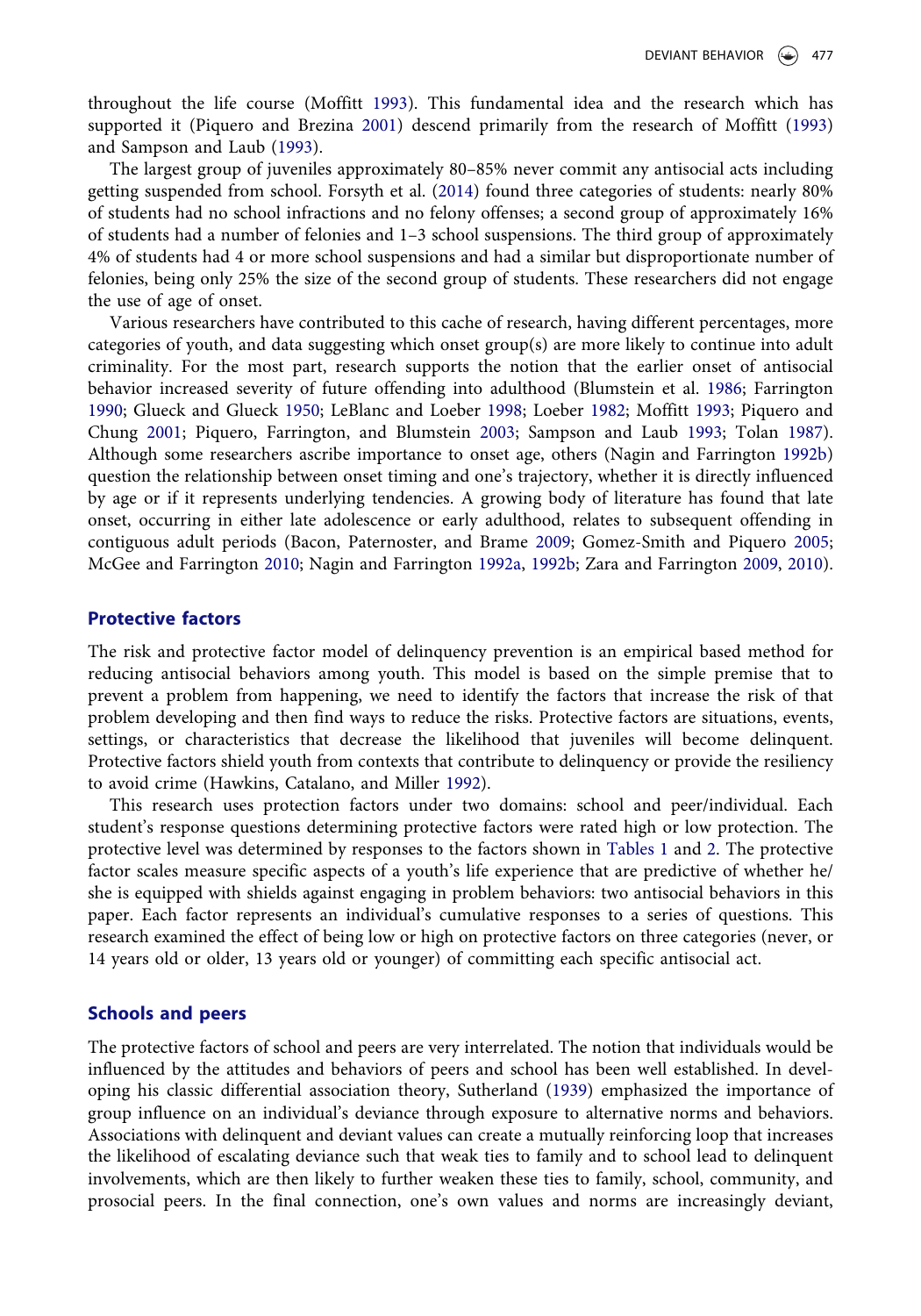throughout the life course (Moffitt 1993). This fundamental idea and the research which has supported it (Piquero and Brezina 2001) descend primarily from the research of Moffitt (1993) and Sampson and Laub (1993).

The largest group of juveniles approximately 80–85% never commit any antisocial acts including getting suspended from school. Forsyth et al. (2014) found three categories of students: nearly 80% of students had no school infractions and no felony offenses; a second group of approximately 16% of students had a number of felonies and 1–3 school suspensions. The third group of approximately 4% of students had 4 or more school suspensions and had a similar but disproportionate number of felonies, being only 25% the size of the second group of students. These researchers did not engage the use of age of onset.

Various researchers have contributed to this cache of research, having different percentages, more categories of youth, and data suggesting which onset group(s) are more likely to continue into adult criminality. For the most part, research supports the notion that the earlier onset of antisocial behavior increased severity of future offending into adulthood (Blumstein et al. 1986; Farrington 1990; Glueck and Glueck 1950; LeBlanc and Loeber 1998; Loeber 1982; Moffitt 1993; Piquero and Chung 2001; Piquero, Farrington, and Blumstein 2003; Sampson and Laub 1993; Tolan 1987). Although some researchers ascribe importance to onset age, others (Nagin and Farrington 1992b) question the relationship between onset timing and one's trajectory, whether it is directly influenced by age or if it represents underlying tendencies. A growing body of literature has found that late onset, occurring in either late adolescence or early adulthood, relates to subsequent offending in contiguous adult periods (Bacon, Paternoster, and Brame 2009; Gomez-Smith and Piquero 2005; McGee and Farrington 2010; Nagin and Farrington 1992a, 1992b; Zara and Farrington 2009, 2010).

## Protective factors

The risk and protective factor model of delinquency prevention is an empirical based method for reducing antisocial behaviors among youth. This model is based on the simple premise that to prevent a problem from happening, we need to identify the factors that increase the risk of that problem developing and then find ways to reduce the risks. Protective factors are situations, events, settings, or characteristics that decrease the likelihood that juveniles will become delinquent. Protective factors shield youth from contexts that contribute to delinquency or provide the resiliency to avoid crime (Hawkins, Catalano, and Miller 1992).

This research uses protection factors under two domains: school and peer/individual. Each student's response questions determining protective factors were rated high or low protection. The protective level was determined by responses to the factors shown in Tables 1 and 2. The protective factor scales measure specific aspects of a youth's life experience that are predictive of whether he/she is equipped with shields against engaging in problem behaviors: two antisocial behaviors in this paper. Each factor represents an individual's cumulative responses to a series of questions. This research examined the effect of being low or high on protective factors on three categories (never, or 14 years old or older, 13 years old or younger) of committing each specific antisocial act.

## Schools and peers

The protective factors of school and peers are very interrelated. The notion that individuals would be influenced by the attitudes and behaviors of peers and school has been well established. In developing his classic differential association theory, Sutherland (1939) emphasized the importance of group influence on an individual's deviance through exposure to alternative norms and behaviors. Associations with delinquent and deviant values can create a mutually reinforcing loop that increases the likelihood of escalating deviance such that weak ties to family and to school lead to delinquent involvements, which are then likely to further weaken these ties to family, school, community, and prosocial peers. In the final connection, one's own values and norms are increasingly deviant,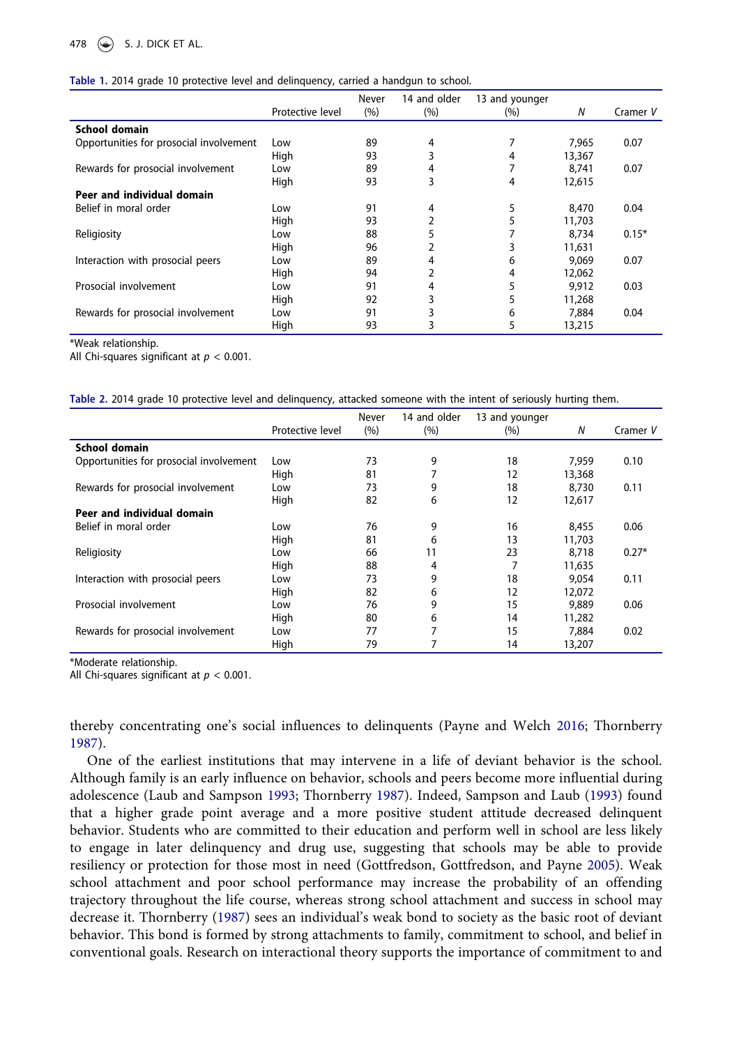**Table 1.** 2014 grade 10 protective level and delinquency, carried a handgun to school.

| | Protective level | Never (%) | 14 and older (%) | 13 and younger (%) | *N* | Cramer *V* |
|---|---|---|---|---|---|---|
| **School domain** | | | | | | |
| Opportunities for prosocial involvement | Low | 89 | 4 | 7 | 7,965 | 0.07 |
| | High | 93 | 3 | 4 | 13,367 | |
| Rewards for prosocial involvement | Low | 89 | 4 | 7 | 8,741 | 0.07 |
| | High | 93 | 3 | 4 | 12,615 | |
| **Peer and individual domain** | | | | | | |
| Belief in moral order | Low | 91 | 4 | 5 | 8,470 | 0.04 |
| | High | 93 | 2 | 5 | 11,703 | |
| Religiosity | Low | 88 | 5 | 7 | 8,734 | 0.15* |
| | High | 96 | 2 | 3 | 11,631 | |
| Interaction with prosocial peers | Low | 89 | 4 | 6 | 9,069 | 0.07 |
| | High | 94 | 2 | 4 | 12,062 | |
| Prosocial involvement | Low | 91 | 4 | 5 | 9,912 | 0.03 |
| | High | 92 | 3 | 5 | 11,268 | |
| Rewards for prosocial involvement | Low | 91 | 3 | 6 | 7,884 | 0.04 |
| | High | 93 | 3 | 5 | 13,215 | |

*Weak relationship.
All Chi-squares significant at $p < 0.001$.

**Table 2.** 2014 grade 10 protective level and delinquency, attacked someone with the intent of seriously hurting them.

| | Protective level | Never (%) | 14 and older (%) | 13 and younger (%) | *N* | Cramer *V* |
|---|---|---|---|---|---|---|
| **School domain** | | | | | | |
| Opportunities for prosocial involvement | Low | 73 | 9 | 18 | 7,959 | 0.10 |
| | High | 81 | 7 | 12 | 13,368 | |
| Rewards for prosocial involvement | Low | 73 | 9 | 18 | 8,730 | 0.11 |
| | High | 82 | 6 | 12 | 12,617 | |
| **Peer and individual domain** | | | | | | |
| Belief in moral order | Low | 76 | 9 | 16 | 8,455 | 0.06 |
| | High | 81 | 6 | 13 | 11,703 | |
| Religiosity | Low | 66 | 11 | 23 | 8,718 | 0.27* |
| | High | 88 | 4 | 7 | 11,635 | |
| Interaction with prosocial peers | Low | 73 | 9 | 18 | 9,054 | 0.11 |
| | High | 82 | 6 | 12 | 12,072 | |
| Prosocial involvement | Low | 76 | 9 | 15 | 9,889 | 0.06 |
| | High | 80 | 6 | 14 | 11,282 | |
| Rewards for prosocial involvement | Low | 77 | 7 | 15 | 7,884 | 0.02 |
| | High | 79 | 7 | 14 | 13,207 | |

*Moderate relationship.
All Chi-squares significant at $p < 0.001$.

thereby concentrating one's social influences to delinquents (Payne and Welch 2016; Thornberry 1987).

One of the earliest institutions that may intervene in a life of deviant behavior is the school. Although family is an early influence on behavior, schools and peers become more influential during adolescence (Laub and Sampson 1993; Thornberry 1987). Indeed, Sampson and Laub (1993) found that a higher grade point average and a more positive student attitude decreased delinquent behavior. Students who are committed to their education and perform well in school are less likely to engage in later delinquency and drug use, suggesting that schools may be able to provide resiliency or protection for those most in need (Gottfredson, Gottfredson, and Payne 2005). Weak school attachment and poor school performance may increase the probability of an offending trajectory throughout the life course, whereas strong school attachment and success in school may decrease it. Thornberry (1987) sees an individual's weak bond to society as the basic root of deviant behavior. This bond is formed by strong attachments to family, commitment to school, and belief in conventional goals. Research on interactional theory supports the importance of commitment to and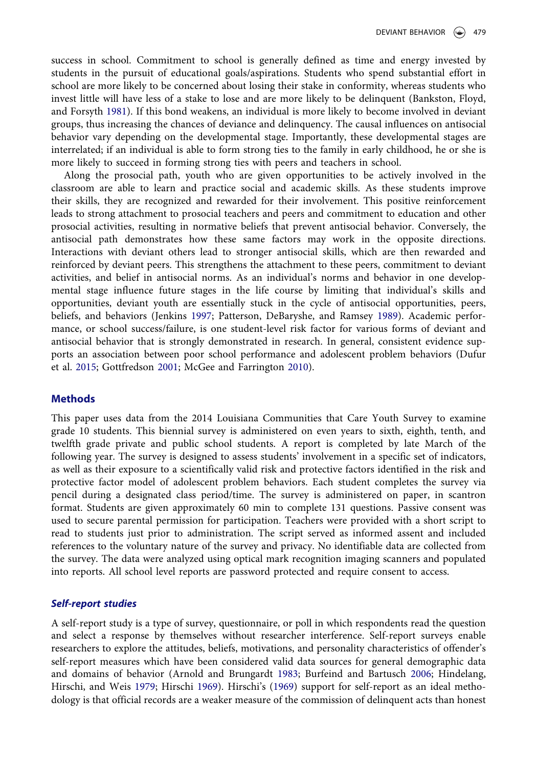success in school. Commitment to school is generally defined as time and energy invested by students in the pursuit of educational goals/aspirations. Students who spend substantial effort in school are more likely to be concerned about losing their stake in conformity, whereas students who invest little will have less of a stake to lose and are more likely to be delinquent (Bankston, Floyd, and Forsyth 1981). If this bond weakens, an individual is more likely to become involved in deviant groups, thus increasing the chances of deviance and delinquency. The causal influences on antisocial behavior vary depending on the developmental stage. Importantly, these developmental stages are interrelated; if an individual is able to form strong ties to the family in early childhood, he or she is more likely to succeed in forming strong ties with peers and teachers in school.

Along the prosocial path, youth who are given opportunities to be actively involved in the classroom are able to learn and practice social and academic skills. As these students improve their skills, they are recognized and rewarded for their involvement. This positive reinforcement leads to strong attachment to prosocial teachers and peers and commitment to education and other prosocial activities, resulting in normative beliefs that prevent antisocial behavior. Conversely, the antisocial path demonstrates how these same factors may work in the opposite directions. Interactions with deviant others lead to stronger antisocial skills, which are then rewarded and reinforced by deviant peers. This strengthens the attachment to these peers, commitment to deviant activities, and belief in antisocial norms. As an individual's norms and behavior in one developmental stage influence future stages in the life course by limiting that individual's skills and opportunities, deviant youth are essentially stuck in the cycle of antisocial opportunities, peers, beliefs, and behaviors (Jenkins 1997; Patterson, DeBaryshe, and Ramsey 1989). Academic performance, or school success/failure, is one student-level risk factor for various forms of deviant and antisocial behavior that is strongly demonstrated in research. In general, consistent evidence supports an association between poor school performance and adolescent problem behaviors (Dufur et al. 2015; Gottfredson 2001; McGee and Farrington 2010).

## Methods

This paper uses data from the 2014 Louisiana Communities that Care Youth Survey to examine grade 10 students. This biennial survey is administered on even years to sixth, eighth, tenth, and twelfth grade private and public school students. A report is completed by late March of the following year. The survey is designed to assess students' involvement in a specific set of indicators, as well as their exposure to a scientifically valid risk and protective factors identified in the risk and protective factor model of adolescent problem behaviors. Each student completes the survey via pencil during a designated class period/time. The survey is administered on paper, in scantron format. Students are given approximately 60 min to complete 131 questions. Passive consent was used to secure parental permission for participation. Teachers were provided with a short script to read to students just prior to administration. The script served as informed assent and included references to the voluntary nature of the survey and privacy. No identifiable data are collected from the survey. The data were analyzed using optical mark recognition imaging scanners and populated into reports. All school level reports are password protected and require consent to access.

### *Self-report studies*

A self-report study is a type of survey, questionnaire, or poll in which respondents read the question and select a response by themselves without researcher interference. Self-report surveys enable researchers to explore the attitudes, beliefs, motivations, and personality characteristics of offender's self-report measures which have been considered valid data sources for general demographic data and domains of behavior (Arnold and Brungardt 1983; Burfeind and Bartusch 2006; Hindelang, Hirschi, and Weis 1979; Hirschi 1969). Hirschi's (1969) support for self-report as an ideal methodology is that official records are a weaker measure of the commission of delinquent acts than honest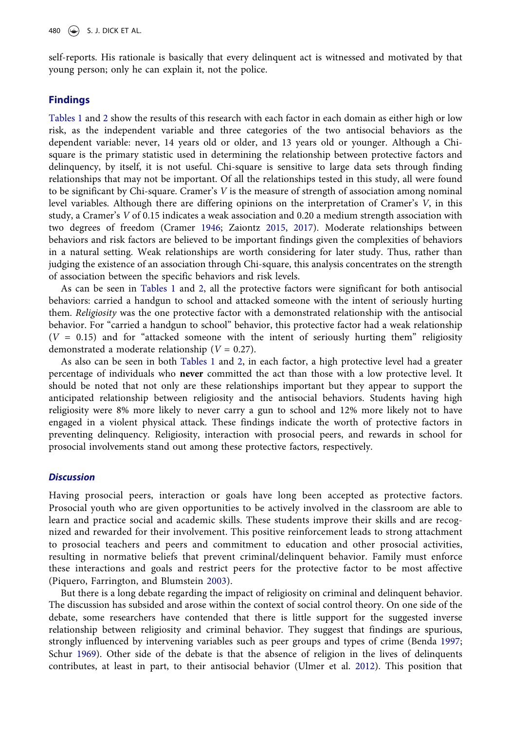self-reports. His rationale is basically that every delinquent act is witnessed and motivated by that young person; only he can explain it, not the police.

## Findings

Tables 1 and 2 show the results of this research with each factor in each domain as either high or low risk, as the independent variable and three categories of the two antisocial behaviors as the dependent variable: never, 14 years old or older, and 13 years old or younger. Although a Chi-square is the primary statistic used in determining the relationship between protective factors and delinquency, by itself, it is not useful. Chi-square is sensitive to large data sets through finding relationships that may not be important. Of all the relationships tested in this study, all were found to be significant by Chi-square. Cramer's $V$ is the measure of strength of association among nominal level variables. Although there are differing opinions on the interpretation of Cramer's $V$, in this study, a Cramer's $V$ of 0.15 indicates a weak association and 0.20 a medium strength association with two degrees of freedom (Cramer 1946; Zaiontz 2015, 2017). Moderate relationships between behaviors and risk factors are believed to be important findings given the complexities of behaviors in a natural setting. Weak relationships are worth considering for later study. Thus, rather than judging the existence of an association through Chi-square, this analysis concentrates on the strength of association between the specific behaviors and risk levels.

As can be seen in Tables 1 and 2, all the protective factors were significant for both antisocial behaviors: carried a handgun to school and attacked someone with the intent of seriously hurting them. *Religiosity* was the one protective factor with a demonstrated relationship with the antisocial behavior. For "carried a handgun to school" behavior, this protective factor had a weak relationship ($V$ = 0.15) and for "attacked someone with the intent of seriously hurting them" religiosity demonstrated a moderate relationship ($V$ = 0.27).

As also can be seen in both Tables 1 and 2, in each factor, a high protective level had a greater percentage of individuals who **never** committed the act than those with a low protective level. It should be noted that not only are these relationships important but they appear to support the anticipated relationship between religiosity and the antisocial behaviors. Students having high religiosity were 8% more likely to never carry a gun to school and 12% more likely not to have engaged in a violent physical attack. These findings indicate the worth of protective factors in preventing delinquency. Religiosity, interaction with prosocial peers, and rewards in school for prosocial involvements stand out among these protective factors, respectively.

### *Discussion*

Having prosocial peers, interaction or goals have long been accepted as protective factors. Prosocial youth who are given opportunities to be actively involved in the classroom are able to learn and practice social and academic skills. These students improve their skills and are recognized and rewarded for their involvement. This positive reinforcement leads to strong attachment to prosocial teachers and peers and commitment to education and other prosocial activities, resulting in normative beliefs that prevent criminal/delinquent behavior. Family must enforce these interactions and goals and restrict peers for the protective factor to be most affective (Piquero, Farrington, and Blumstein 2003).

But there is a long debate regarding the impact of religiosity on criminal and delinquent behavior. The discussion has subsided and arose within the context of social control theory. On one side of the debate, some researchers have contended that there is little support for the suggested inverse relationship between religiosity and criminal behavior. They suggest that findings are spurious, strongly influenced by intervening variables such as peer groups and types of crime (Benda 1997; Schur 1969). Other side of the debate is that the absence of religion in the lives of delinquents contributes, at least in part, to their antisocial behavior (Ulmer et al. 2012). This position that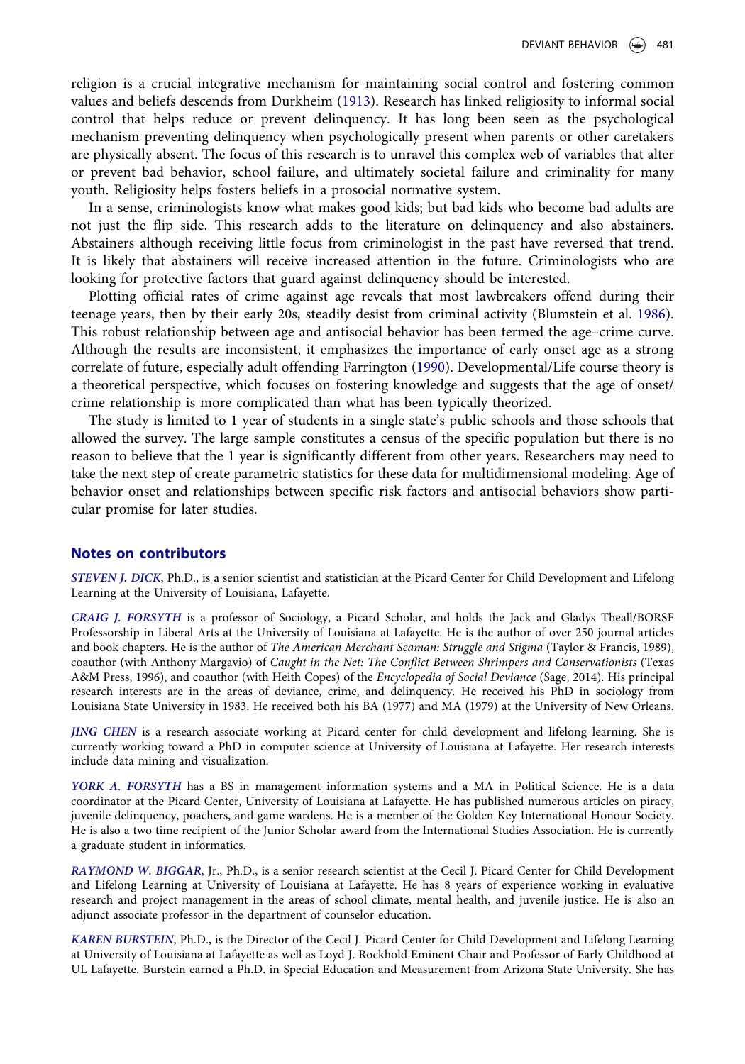religion is a crucial integrative mechanism for maintaining social control and fostering common values and beliefs descends from Durkheim (1913). Research has linked religiosity to informal social control that helps reduce or prevent delinquency. It has long been seen as the psychological mechanism preventing delinquency when psychologically present when parents or other caretakers are physically absent. The focus of this research is to unravel this complex web of variables that alter or prevent bad behavior, school failure, and ultimately societal failure and criminality for many youth. Religiosity helps fosters beliefs in a prosocial normative system.

In a sense, criminologists know what makes good kids; but bad kids who become bad adults are not just the flip side. This research adds to the literature on delinquency and also abstainers. Abstainers although receiving little focus from criminologist in the past have reversed that trend. It is likely that abstainers will receive increased attention in the future. Criminologists who are looking for protective factors that guard against delinquency should be interested.

Plotting official rates of crime against age reveals that most lawbreakers offend during their teenage years, then by their early 20s, steadily desist from criminal activity (Blumstein et al. 1986). This robust relationship between age and antisocial behavior has been termed the age–crime curve. Although the results are inconsistent, it emphasizes the importance of early onset age as a strong correlate of future, especially adult offending Farrington (1990). Developmental/Life course theory is a theoretical perspective, which focuses on fostering knowledge and suggests that the age of onset/crime relationship is more complicated than what has been typically theorized.

The study is limited to 1 year of students in a single state's public schools and those schools that allowed the survey. The large sample constitutes a census of the specific population but there is no reason to believe that the 1 year is significantly different from other years. Researchers may need to take the next step of create parametric statistics for these data for multidimensional modeling. Age of behavior onset and relationships between specific risk factors and antisocial behaviors show particular promise for later studies.

## Notes on contributors

***STEVEN J. DICK***, Ph.D., is a senior scientist and statistician at the Picard Center for Child Development and Lifelong Learning at the University of Louisiana, Lafayette.

***CRAIG J. FORSYTH*** is a professor of Sociology, a Picard Scholar, and holds the Jack and Gladys Theall/BORSF Professorship in Liberal Arts at the University of Louisiana at Lafayette. He is the author of over 250 journal articles and book chapters. He is the author of *The American Merchant Seaman: Struggle and Stigma* (Taylor & Francis, 1989), coauthor (with Anthony Margavio) of *Caught in the Net: The Conflict Between Shrimpers and Conservationists* (Texas A&M Press, 1996), and coauthor (with Heith Copes) of the *Encyclopedia of Social Deviance* (Sage, 2014). His principal research interests are in the areas of deviance, crime, and delinquency. He received his PhD in sociology from Louisiana State University in 1983. He received both his BA (1977) and MA (1979) at the University of New Orleans.

***JING CHEN*** is a research associate working at Picard center for child development and lifelong learning. She is currently working toward a PhD in computer science at University of Louisiana at Lafayette. Her research interests include data mining and visualization.

***YORK A. FORSYTH*** has a BS in management information systems and a MA in Political Science. He is a data coordinator at the Picard Center, University of Louisiana at Lafayette. He has published numerous articles on piracy, juvenile delinquency, poachers, and game wardens. He is a member of the Golden Key International Honour Society. He is also a two time recipient of the Junior Scholar award from the International Studies Association. He is currently a graduate student in informatics.

***RAYMOND W. BIGGAR***, Jr., Ph.D., is a senior research scientist at the Cecil J. Picard Center for Child Development and Lifelong Learning at University of Louisiana at Lafayette. He has 8 years of experience working in evaluative research and project management in the areas of school climate, mental health, and juvenile justice. He is also an adjunct associate professor in the department of counselor education.

***KAREN BURSTEIN***, Ph.D., is the Director of the Cecil J. Picard Center for Child Development and Lifelong Learning at University of Louisiana at Lafayette as well as Loyd J. Rockhold Eminent Chair and Professor of Early Childhood at UL Lafayette. Burstein earned a Ph.D. in Special Education and Measurement from Arizona State University. She has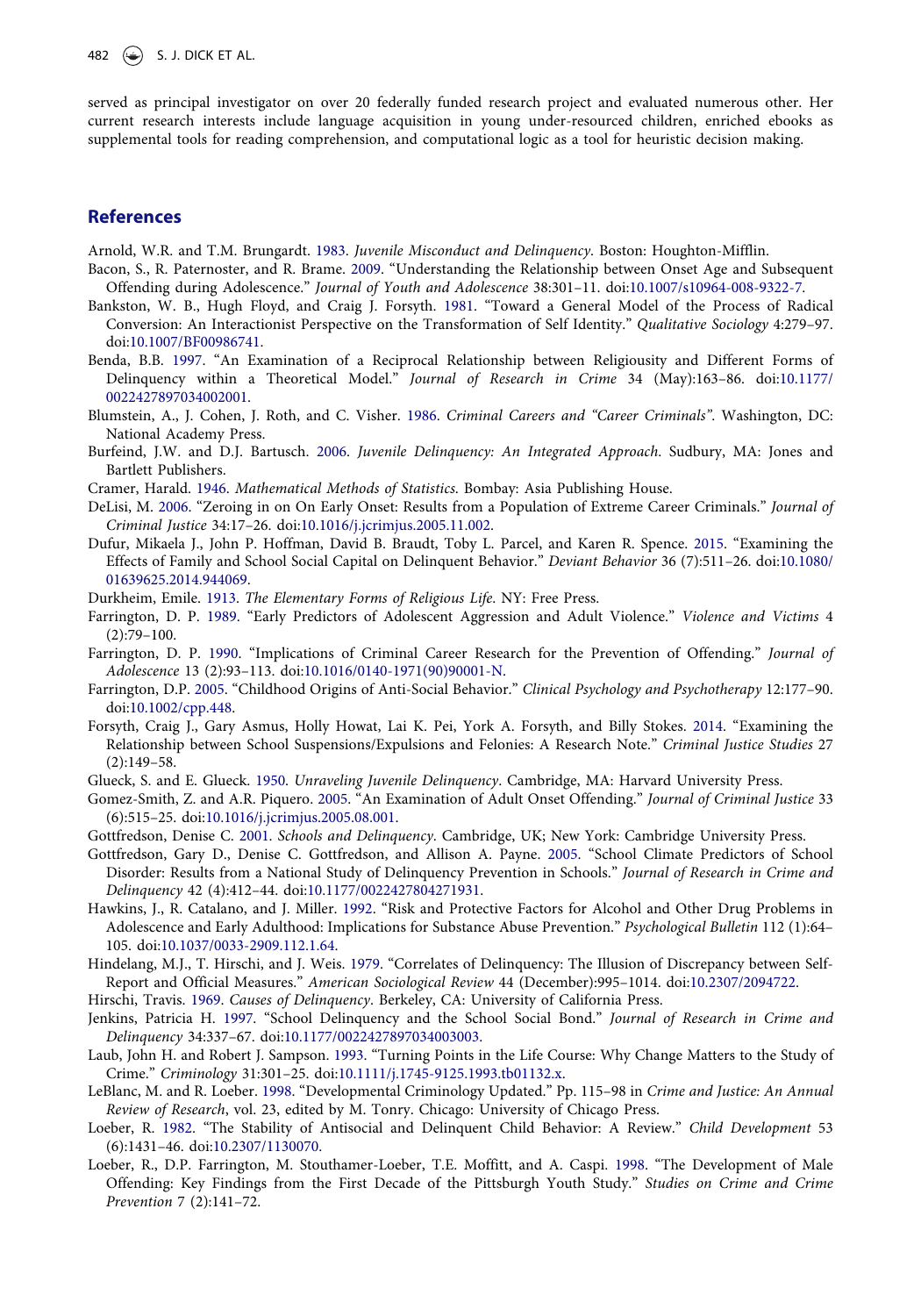served as principal investigator on over 20 federally funded research project and evaluated numerous other. Her current research interests include language acquisition in young under-resourced children, enriched ebooks as supplemental tools for reading comprehension, and computational logic as a tool for heuristic decision making.

## References

Arnold, W.R. and T.M. Brungardt. 1983. *Juvenile Misconduct and Delinquency*. Boston: Houghton-Mifflin.

Bacon, S., R. Paternoster, and R. Brame. 2009. "Understanding the Relationship between Onset Age and Subsequent Offending during Adolescence." *Journal of Youth and Adolescence* 38:301–11. doi:10.1007/s10964-008-9322-7.

Bankston, W. B., Hugh Floyd, and Craig J. Forsyth. 1981. "Toward a General Model of the Process of Radical Conversion: An Interactionist Perspective on the Transformation of Self Identity." *Qualitative Sociology* 4:279–97. doi:10.1007/BF00986741.

Benda, B.B. 1997. "An Examination of a Reciprocal Relationship between Religiousity and Different Forms of Delinquency within a Theoretical Model." *Journal of Research in Crime* 34 (May):163–86. doi:10.1177/0022427897034002001.

Blumstein, A., J. Cohen, J. Roth, and C. Visher. 1986. *Criminal Careers and "Career Criminals"*. Washington, DC: National Academy Press.

Burfeind, J.W. and D.J. Bartusch. 2006. *Juvenile Delinquency: An Integrated Approach*. Sudbury, MA: Jones and Bartlett Publishers.

Cramer, Harald. 1946. *Mathematical Methods of Statistics*. Bombay: Asia Publishing House.

DeLisi, M. 2006. "Zeroing in on On Early Onset: Results from a Population of Extreme Career Criminals." *Journal of Criminal Justice* 34:17–26. doi:10.1016/j.jcrimjus.2005.11.002.

Dufur, Mikaela J., John P. Hoffman, David B. Braudt, Toby L. Parcel, and Karen R. Spence. 2015. "Examining the Effects of Family and School Social Capital on Delinquent Behavior." *Deviant Behavior* 36 (7):511–26. doi:10.1080/01639625.2014.944069.

Durkheim, Emile. 1913. *The Elementary Forms of Religious Life*. NY: Free Press.

Farrington, D. P. 1989. "Early Predictors of Adolescent Aggression and Adult Violence." *Violence and Victims* 4 (2):79–100.

Farrington, D. P. 1990. "Implications of Criminal Career Research for the Prevention of Offending." *Journal of Adolescence* 13 (2):93–113. doi:10.1016/0140-1971(90)90001-N.

Farrington, D.P. 2005. "Childhood Origins of Anti-Social Behavior." *Clinical Psychology and Psychotherapy* 12:177–90. doi:10.1002/cpp.448.

Forsyth, Craig J., Gary Asmus, Holly Howat, Lai K. Pei, York A. Forsyth, and Billy Stokes. 2014. "Examining the Relationship between School Suspensions/Expulsions and Felonies: A Research Note." *Criminal Justice Studies* 27 (2):149–58.

Glueck, S. and E. Glueck. 1950. *Unraveling Juvenile Delinquency*. Cambridge, MA: Harvard University Press.

Gomez-Smith, Z. and A.R. Piquero. 2005. "An Examination of Adult Onset Offending." *Journal of Criminal Justice* 33 (6):515–25. doi:10.1016/j.jcrimjus.2005.08.001.

Gottfredson, Denise C. 2001. *Schools and Delinquency*. Cambridge, UK; New York: Cambridge University Press.

Gottfredson, Gary D., Denise C. Gottfredson, and Allison A. Payne. 2005. "School Climate Predictors of School Disorder: Results from a National Study of Delinquency Prevention in Schools." *Journal of Research in Crime and Delinquency* 42 (4):412–44. doi:10.1177/0022427804271931.

Hawkins, J., R. Catalano, and J. Miller. 1992. "Risk and Protective Factors for Alcohol and Other Drug Problems in Adolescence and Early Adulthood: Implications for Substance Abuse Prevention." *Psychological Bulletin* 112 (1):64–105. doi:10.1037/0033-2909.112.1.64.

Hindelang, M.J., T. Hirschi, and J. Weis. 1979. "Correlates of Delinquency: The Illusion of Discrepancy between Self-Report and Official Measures." *American Sociological Review* 44 (December):995–1014. doi:10.2307/2094722.

Hirschi, Travis. 1969. *Causes of Delinquency*. Berkeley, CA: University of California Press.

Jenkins, Patricia H. 1997. "School Delinquency and the School Social Bond." *Journal of Research in Crime and Delinquency* 34:337–67. doi:10.1177/0022427897034003003.

Laub, John H. and Robert J. Sampson. 1993. "Turning Points in the Life Course: Why Change Matters to the Study of Crime." *Criminology* 31:301–25. doi:10.1111/j.1745-9125.1993.tb01132.x.

LeBlanc, M. and R. Loeber. 1998. "Developmental Criminology Updated." Pp. 115–98 in *Crime and Justice: An Annual Review of Research*, vol. 23, edited by M. Tonry. Chicago: University of Chicago Press.

Loeber, R. 1982. "The Stability of Antisocial and Delinquent Child Behavior: A Review." *Child Development* 53 (6):1431–46. doi:10.2307/1130070.

Loeber, R., D.P. Farrington, M. Stouthamer-Loeber, T.E. Moffitt, and A. Caspi. 1998. "The Development of Male Offending: Key Findings from the First Decade of the Pittsburgh Youth Study." *Studies on Crime and Crime Prevention* 7 (2):141–72.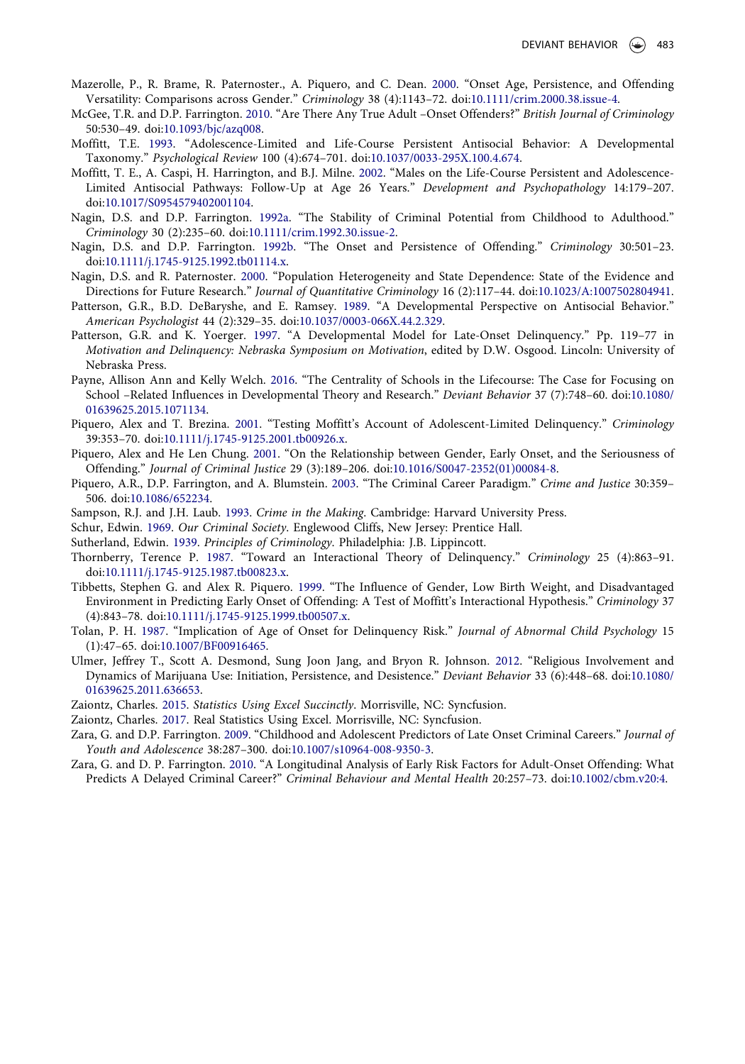Mazerolle, P., R. Brame, R. Paternoster., A. Piquero, and C. Dean. 2000. "Onset Age, Persistence, and Offending Versatility: Comparisons across Gender." *Criminology* 38 (4):1143–72. doi:10.1111/crim.2000.38.issue-4.

McGee, T.R. and D.P. Farrington. 2010. "Are There Any True Adult –Onset Offenders?" *British Journal of Criminology* 50:530–49. doi:10.1093/bjc/azq008.

Moffitt, T.E. 1993. "Adolescence-Limited and Life-Course Persistent Antisocial Behavior: A Developmental Taxonomy." *Psychological Review* 100 (4):674–701. doi:10.1037/0033-295X.100.4.674.

Moffitt, T. E., A. Caspi, H. Harrington, and B.J. Milne. 2002. "Males on the Life-Course Persistent and Adolescence-Limited Antisocial Pathways: Follow-Up at Age 26 Years." *Development and Psychopathology* 14:179–207. doi:10.1017/S0954579402001104.

Nagin, D.S. and D.P. Farrington. 1992a. "The Stability of Criminal Potential from Childhood to Adulthood." *Criminology* 30 (2):235–60. doi:10.1111/crim.1992.30.issue-2.

Nagin, D.S. and D.P. Farrington. 1992b. "The Onset and Persistence of Offending." *Criminology* 30:501–23. doi:10.1111/j.1745-9125.1992.tb01114.x.

Nagin, D.S. and R. Paternoster. 2000. "Population Heterogeneity and State Dependence: State of the Evidence and Directions for Future Research." *Journal of Quantitative Criminology* 16 (2):117–44. doi:10.1023/A:1007502804941.

Patterson, G.R., B.D. DeBaryshe, and E. Ramsey. 1989. "A Developmental Perspective on Antisocial Behavior." *American Psychologist* 44 (2):329–35. doi:10.1037/0003-066X.44.2.329.

Patterson, G.R. and K. Yoerger. 1997. "A Developmental Model for Late-Onset Delinquency." Pp. 119–77 in *Motivation and Delinquency: Nebraska Symposium on Motivation*, edited by D.W. Osgood. Lincoln: University of Nebraska Press.

Payne, Allison Ann and Kelly Welch. 2016. "The Centrality of Schools in the Lifecourse: The Case for Focusing on School –Related Influences in Developmental Theory and Research." *Deviant Behavior* 37 (7):748–60. doi:10.1080/01639625.2015.1071134.

Piquero, Alex and T. Brezina. 2001. "Testing Moffitt's Account of Adolescent-Limited Delinquency." *Criminology* 39:353–70. doi:10.1111/j.1745-9125.2001.tb00926.x.

Piquero, Alex and He Len Chung. 2001. "On the Relationship between Gender, Early Onset, and the Seriousness of Offending." *Journal of Criminal Justice* 29 (3):189–206. doi:10.1016/S0047-2352(01)00084-8.

Piquero, A.R., D.P. Farrington, and A. Blumstein. 2003. "The Criminal Career Paradigm." *Crime and Justice* 30:359–506. doi:10.1086/652234.

Sampson, R.J. and J.H. Laub. 1993. *Crime in the Making*. Cambridge: Harvard University Press.

Schur, Edwin. 1969. *Our Criminal Society*. Englewood Cliffs, New Jersey: Prentice Hall.

Sutherland, Edwin. 1939. *Principles of Criminology*. Philadelphia: J.B. Lippincott.

Thornberry, Terence P. 1987. "Toward an Interactional Theory of Delinquency." *Criminology* 25 (4):863–91. doi:10.1111/j.1745-9125.1987.tb00823.x.

Tibbetts, Stephen G. and Alex R. Piquero. 1999. "The Influence of Gender, Low Birth Weight, and Disadvantaged Environment in Predicting Early Onset of Offending: A Test of Moffitt's Interactional Hypothesis." *Criminology* 37 (4):843–78. doi:10.1111/j.1745-9125.1999.tb00507.x.

Tolan, P. H. 1987. "Implication of Age of Onset for Delinquency Risk." *Journal of Abnormal Child Psychology* 15 (1):47–65. doi:10.1007/BF00916465.

Ulmer, Jeffrey T., Scott A. Desmond, Sung Joon Jang, and Bryon R. Johnson. 2012. "Religious Involvement and Dynamics of Marijuana Use: Initiation, Persistence, and Desistence." *Deviant Behavior* 33 (6):448–68. doi:10.1080/01639625.2011.636653.

Zaiontz, Charles. 2015. *Statistics Using Excel Succinctly*. Morrisville, NC: Syncfusion.

Zaiontz, Charles. 2017. Real Statistics Using Excel. Morrisville, NC: Syncfusion.

Zara, G. and D.P. Farrington. 2009. "Childhood and Adolescent Predictors of Late Onset Criminal Careers." *Journal of Youth and Adolescence* 38:287–300. doi:10.1007/s10964-008-9350-3.

Zara, G. and D. P. Farrington. 2010. "A Longitudinal Analysis of Early Risk Factors for Adult-Onset Offending: What Predicts A Delayed Criminal Career?" *Criminal Behaviour and Mental Health* 20:257–73. doi:10.1002/cbm.v20:4.